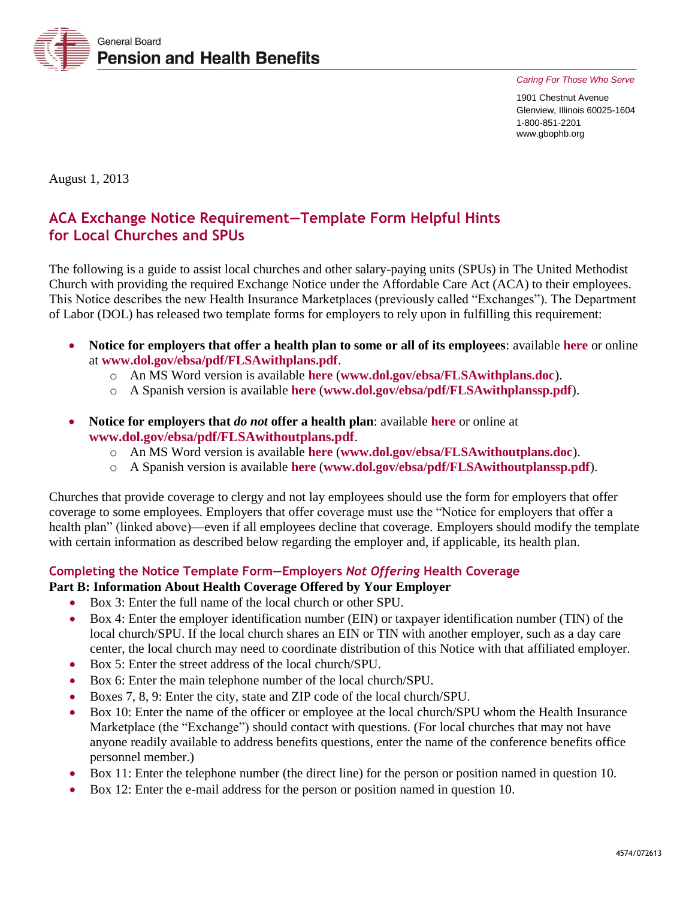General Board
**Pension and Health Benefits**

*Caring For Those Who Serve*

1901 Chestnut Avenue
Glenview, Illinois 60025-1604
1-800-851-2201
www.gbophb.org

August 1, 2013

## ACA Exchange Notice Requirement—Template Form Helpful Hints for Local Churches and SPUs

The following is a guide to assist local churches and other salary-paying units (SPUs) in The United Methodist Church with providing the required Exchange Notice under the Affordable Care Act (ACA) to their employees. This Notice describes the new Health Insurance Marketplaces (previously called "Exchanges"). The Department of Labor (DOL) has released two template forms for employers to rely upon in fulfilling this requirement:

- **Notice for employers that offer a health plan to some or all of its employees**: available **here** or online at **www.dol.gov/ebsa/pdf/FLSAwithplans.pdf**.
  - An MS Word version is available **here** (**www.dol.gov/ebsa/FLSAwithplans.doc**).
  - A Spanish version is available **here** (**www.dol.gov/ebsa/pdf/FLSAwithplanssp.pdf**).
- **Notice for employers that *do not* offer a health plan**: available **here** or online at **www.dol.gov/ebsa/pdf/FLSAwithoutplans.pdf**.
  - An MS Word version is available **here** (**www.dol.gov/ebsa/FLSAwithoutplans.doc**).
  - A Spanish version is available **here** (**www.dol.gov/ebsa/pdf/FLSAwithoutplanssp.pdf**).

Churches that provide coverage to clergy and not lay employees should use the form for employers that offer coverage to some employees. Employers that offer coverage must use the "Notice for employers that offer a health plan" (linked above)—even if all employees decline that coverage. Employers should modify the template with certain information as described below regarding the employer and, if applicable, its health plan.

### Completing the Notice Template Form—Employers *Not Offering* Health Coverage

**Part B: Information About Health Coverage Offered by Your Employer**

- Box 3: Enter the full name of the local church or other SPU.
- Box 4: Enter the employer identification number (EIN) or taxpayer identification number (TIN) of the local church/SPU. If the local church shares an EIN or TIN with another employer, such as a day care center, the local church may need to coordinate distribution of this Notice with that affiliated employer.
- Box 5: Enter the street address of the local church/SPU.
- Box 6: Enter the main telephone number of the local church/SPU.
- Boxes 7, 8, 9: Enter the city, state and ZIP code of the local church/SPU.
- Box 10: Enter the name of the officer or employee at the local church/SPU whom the Health Insurance Marketplace (the "Exchange") should contact with questions. (For local churches that may not have anyone readily available to address benefits questions, enter the name of the conference benefits office personnel member.)
- Box 11: Enter the telephone number (the direct line) for the person or position named in question 10.
- Box 12: Enter the e-mail address for the person or position named in question 10.

4574/072613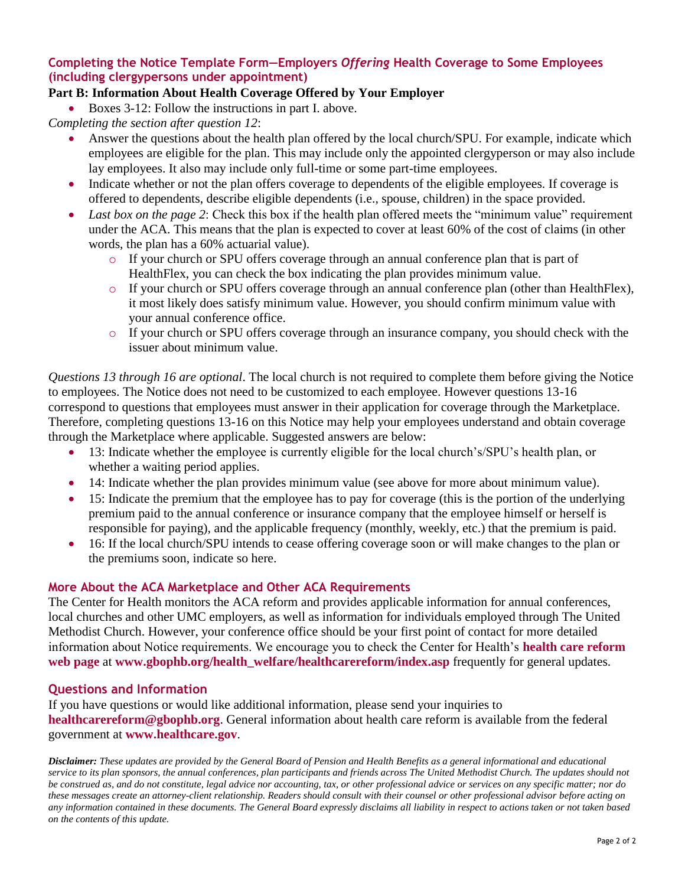## Completing the Notice Template Form—Employers *Offering* Health Coverage to Some Employees (including clergypersons under appointment)

**Part B: Information About Health Coverage Offered by Your Employer**

- Boxes 3-12: Follow the instructions in part I. above.

*Completing the section after question 12*:

- Answer the questions about the health plan offered by the local church/SPU. For example, indicate which employees are eligible for the plan. This may include only the appointed clergyperson or may also include lay employees. It also may include only full-time or some part-time employees.
- Indicate whether or not the plan offers coverage to dependents of the eligible employees. If coverage is offered to dependents, describe eligible dependents (i.e., spouse, children) in the space provided.
- *Last box on the page 2*: Check this box if the health plan offered meets the "minimum value" requirement under the ACA. This means that the plan is expected to cover at least 60% of the cost of claims (in other words, the plan has a 60% actuarial value).
  - If your church or SPU offers coverage through an annual conference plan that is part of HealthFlex, you can check the box indicating the plan provides minimum value.
  - If your church or SPU offers coverage through an annual conference plan (other than HealthFlex), it most likely does satisfy minimum value. However, you should confirm minimum value with your annual conference office.
  - If your church or SPU offers coverage through an insurance company, you should check with the issuer about minimum value.

*Questions 13 through 16 are optional*. The local church is not required to complete them before giving the Notice to employees. The Notice does not need to be customized to each employee. However questions 13-16 correspond to questions that employees must answer in their application for coverage through the Marketplace. Therefore, completing questions 13-16 on this Notice may help your employees understand and obtain coverage through the Marketplace where applicable. Suggested answers are below:

- 13: Indicate whether the employee is currently eligible for the local church's/SPU's health plan, or whether a waiting period applies.
- 14: Indicate whether the plan provides minimum value (see above for more about minimum value).
- 15: Indicate the premium that the employee has to pay for coverage (this is the portion of the underlying premium paid to the annual conference or insurance company that the employee himself or herself is responsible for paying), and the applicable frequency (monthly, weekly, etc.) that the premium is paid.
- 16: If the local church/SPU intends to cease offering coverage soon or will make changes to the plan or the premiums soon, indicate so here.

## More About the ACA Marketplace and Other ACA Requirements

The Center for Health monitors the ACA reform and provides applicable information for annual conferences, local churches and other UMC employers, as well as information for individuals employed through The United Methodist Church. However, your conference office should be your first point of contact for more detailed information about Notice requirements. We encourage you to check the Center for Health's **health care reform web page** at **www.gbophb.org/health_welfare/healthcarereform/index.asp** frequently for general updates.

## Questions and Information

If you have questions or would like additional information, please send your inquiries to **healthcarereform@gbophb.org**. General information about health care reform is available from the federal government at **www.healthcare.gov**.

***Disclaimer:*** *These updates are provided by the General Board of Pension and Health Benefits as a general informational and educational service to its plan sponsors, the annual conferences, plan participants and friends across The United Methodist Church. The updates should not be construed as, and do not constitute, legal advice nor accounting, tax, or other professional advice or services on any specific matter; nor do these messages create an attorney-client relationship. Readers should consult with their counsel or other professional advisor before acting on any information contained in these documents. The General Board expressly disclaims all liability in respect to actions taken or not taken based on the contents of this update.*